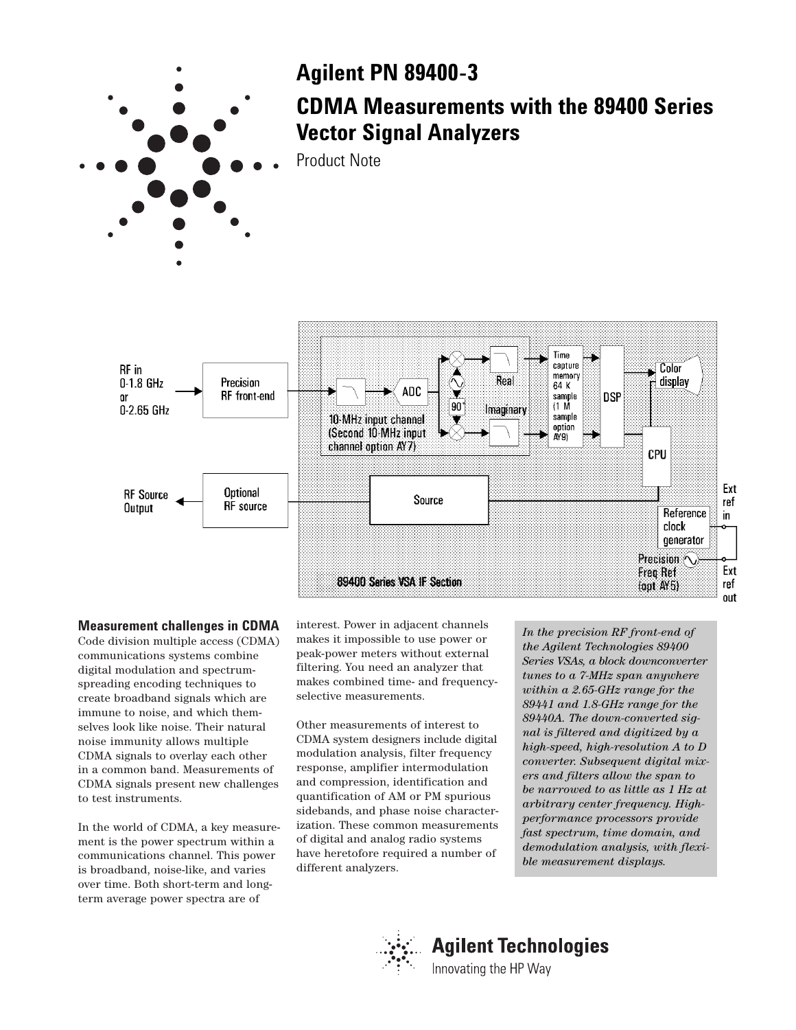# Agilent PN 89400-3

# CDMA Measurements with the 89400 Series Vector Signal Analyzers

Product Note

RF in 0-1.8 GHz or 0-2.65 GHz

Precision RF front-end

10-MHz input channel (Second 10-MHz input channel option AY7)

ADC

90°

Real

Imaginary

Time capture memory 64 K sample (1 M sample option AY9)

DSP

Color display

CPU

RF Source Output

Optional RF source

Source

Reference clock generator

Ext ref in

Precision Freq Ref (opt AY5)

Ext ref out

89400 Series VSA IF Section

## Measurement challenges in CDMA

Code division multiple access (CDMA) communications systems combine digital modulation and spectrum-spreading encoding techniques to create broadband signals which are immune to noise, and which themselves look like noise. Their natural noise immunity allows multiple CDMA signals to overlay each other in a common band. Measurements of CDMA signals present new challenges to test instruments.

In the world of CDMA, a key measurement is the power spectrum within a communications channel. This power is broadband, noise-like, and varies over time. Both short-term and long-term average power spectra are of interest. Power in adjacent channels makes it impossible to use power or peak-power meters without external filtering. You need an analyzer that makes combined time- and frequency-selective measurements.

Other measurements of interest to CDMA system designers include digital modulation analysis, filter frequency response, amplifier intermodulation and compression, identification and quantification of AM or PM spurious sidebands, and phase noise characterization. These common measurements of digital and analog radio systems have heretofore required a number of different analyzers.

*In the precision RF front-end of the Agilent Technologies 89400 Series VSAs, a block downconverter tunes to a 7-MHz span anywhere within a 2.65-GHz range for the 89441 and 1.8-GHz range for the 89440A. The down-converted signal is filtered and digitized by a high-speed, high-resolution A to D converter. Subsequent digital mixers and filters allow the span to be narrowed to as little as 1 Hz at arbitrary center frequency. High-performance processors provide fast spectrum, time domain, and demodulation analysis, with flexible measurement displays.*

Agilent Technologies

Innovating the HP Way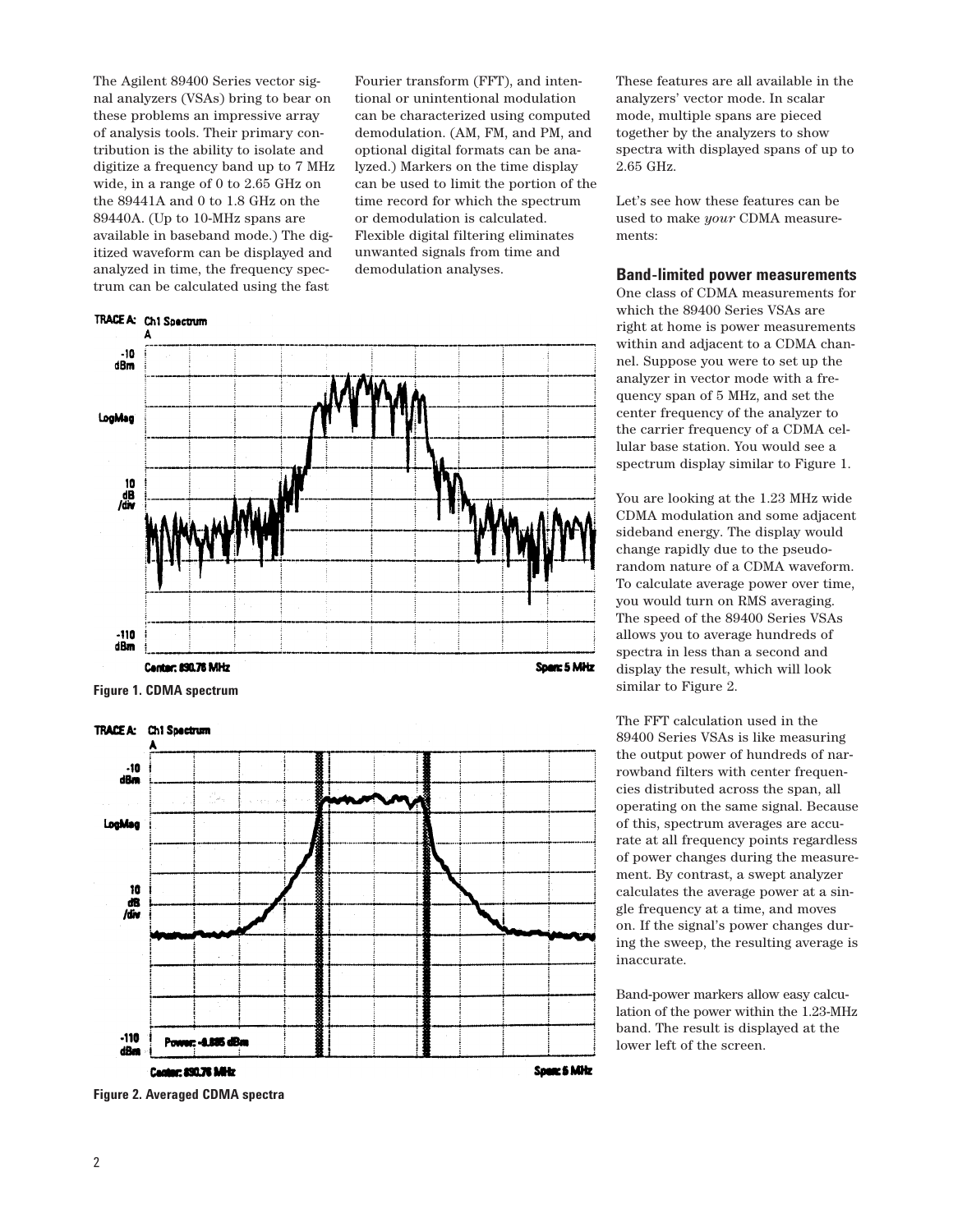The Agilent 89400 Series vector signal analyzers (VSAs) bring to bear on these problems an impressive array of analysis tools. Their primary contribution is the ability to isolate and digitize a frequency band up to 7 MHz wide, in a range of 0 to 2.65 GHz on the 89441A and 0 to 1.8 GHz on the 89440A. (Up to 10-MHz spans are available in baseband mode.) The digitized waveform can be displayed and analyzed in time, the frequency spectrum can be calculated using the fast Fourier transform (FFT), and intentional or unintentional modulation can be characterized using computed demodulation. (AM, FM, and PM, and optional digital formats can be analyzed.) Markers on the time display can be used to limit the portion of the time record for which the spectrum or demodulation is calculated. Flexible digital filtering eliminates unwanted signals from time and demodulation analyses.

These features are all available in the analyzers' vector mode. In scalar mode, multiple spans are pieced together by the analyzers to show spectra with displayed spans of up to 2.65 GHz.

Let's see how these features can be used to make *your* CDMA measurements:

**Figure 1. CDMA spectrum**

**Figure 2. Averaged CDMA spectra**

## Band-limited power measurements

One class of CDMA measurements for which the 89400 Series VSAs are right at home is power measurements within and adjacent to a CDMA channel. Suppose you were to set up the analyzer in vector mode with a frequency span of 5 MHz, and set the center frequency of the analyzer to the carrier frequency of a CDMA cellular base station. You would see a spectrum display similar to Figure 1.

You are looking at the 1.23 MHz wide CDMA modulation and some adjacent sideband energy. The display would change rapidly due to the pseudorandom nature of a CDMA waveform. To calculate average power over time, you would turn on RMS averaging. The speed of the 89400 Series VSAs allows you to average hundreds of spectra in less than a second and display the result, which will look similar to Figure 2.

The FFT calculation used in the 89400 Series VSAs is like measuring the output power of hundreds of narrowband filters with center frequencies distributed across the span, all operating on the same signal. Because of this, spectrum averages are accurate at all frequency points regardless of power changes during the measurement. By contrast, a swept analyzer calculates the average power at a single frequency at a time, and moves on. If the signal's power changes during the sweep, the resulting average is inaccurate.

Band-power markers allow easy calculation of the power within the 1.23-MHz band. The result is displayed at the lower left of the screen.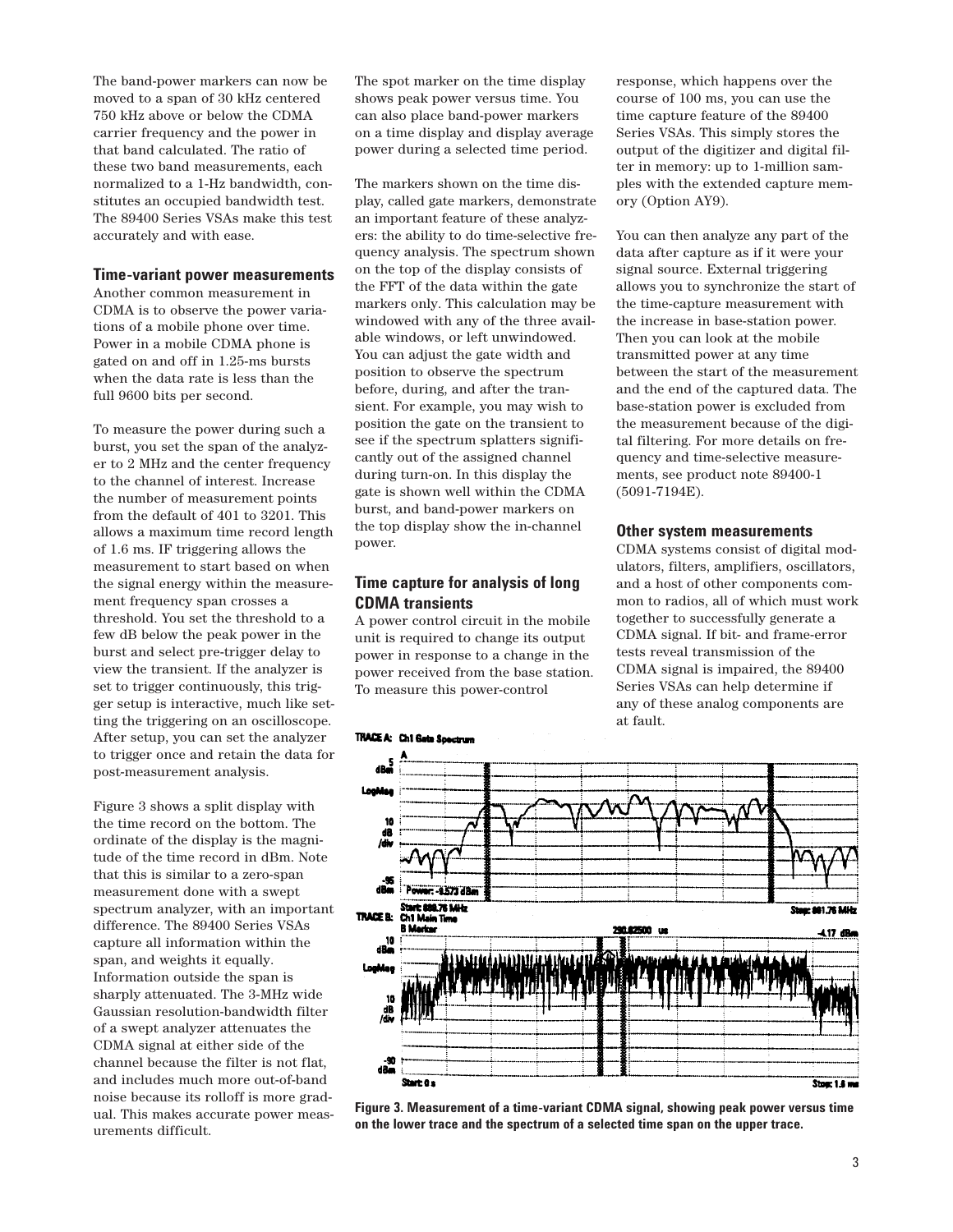The band-power markers can now be moved to a span of 30 kHz centered 750 kHz above or below the CDMA carrier frequency and the power in that band calculated. The ratio of these two band measurements, each normalized to a 1-Hz bandwidth, constitutes an occupied bandwidth test. The 89400 Series VSAs make this test accurately and with ease.

## Time-variant power measurements

Another common measurement in CDMA is to observe the power variations of a mobile phone over time. Power in a mobile CDMA phone is gated on and off in 1.25-ms bursts when the data rate is less than the full 9600 bits per second.

To measure the power during such a burst, you set the span of the analyzer to 2 MHz and the center frequency to the channel of interest. Increase the number of measurement points from the default of 401 to 3201. This allows a maximum time record length of 1.6 ms. IF triggering allows the measurement to start based on when the signal energy within the measurement frequency span crosses a threshold. You set the threshold to a few dB below the peak power in the burst and select pre-trigger delay to view the transient. If the analyzer is set to trigger continuously, this trigger setup is interactive, much like setting the triggering on an oscilloscope. After setup, you can set the analyzer to trigger once and retain the data for post-measurement analysis.

Figure 3 shows a split display with the time record on the bottom. The ordinate of the display is the magnitude of the time record in dBm. Note that this is similar to a zero-span measurement done with a swept spectrum analyzer, with an important difference. The 89400 Series VSAs capture all information within the span, and weights it equally. Information outside the span is sharply attenuated. The 3-MHz wide Gaussian resolution-bandwidth filter of a swept analyzer attenuates the CDMA signal at either side of the channel because the filter is not flat, and includes much more out-of-band noise because its rolloff is more gradual. This makes accurate power measurements difficult.

The spot marker on the time display shows peak power versus time. You can also place band-power markers on a time display and display average power during a selected time period.

The markers shown on the time display, called gate markers, demonstrate an important feature of these analyzers: the ability to do time-selective frequency analysis. The spectrum shown on the top of the display consists of the FFT of the data within the gate markers only. This calculation may be windowed with any of the three available windows, or left unwindowed. You can adjust the gate width and position to observe the spectrum before, during, and after the transient. For example, you may wish to position the gate on the transient to see if the spectrum splatters significantly out of the assigned channel during turn-on. In this display the gate is shown well within the CDMA burst, and band-power markers on the top display show the in-channel power.

## Time capture for analysis of long CDMA transients

A power control circuit in the mobile unit is required to change its output power in response to a change in the power received from the base station. To measure this power-control response, which happens over the course of 100 ms, you can use the time capture feature of the 89400 Series VSAs. This simply stores the output of the digitizer and digital filter in memory: up to 1-million samples with the extended capture memory (Option AY9).

You can then analyze any part of the data after capture as if it were your signal source. External triggering allows you to synchronize the start of the time-capture measurement with the increase in base-station power. Then you can look at the mobile transmitted power at any time between the start of the measurement and the end of the captured data. The base-station power is excluded from the measurement because of the digital filtering. For more details on frequency and time-selective measurements, see product note 89400-1 (5091-7194E).

## Other system measurements

CDMA systems consist of digital modulators, filters, amplifiers, oscillators, and a host of other components common to radios, all of which must work together to successfully generate a CDMA signal. If bit- and frame-error tests reveal transmission of the CDMA signal is impaired, the 89400 Series VSAs can help determine if any of these analog components are at fault.

**Figure 3. Measurement of a time-variant CDMA signal, showing peak power versus time on the lower trace and the spectrum of a selected time span on the upper trace.**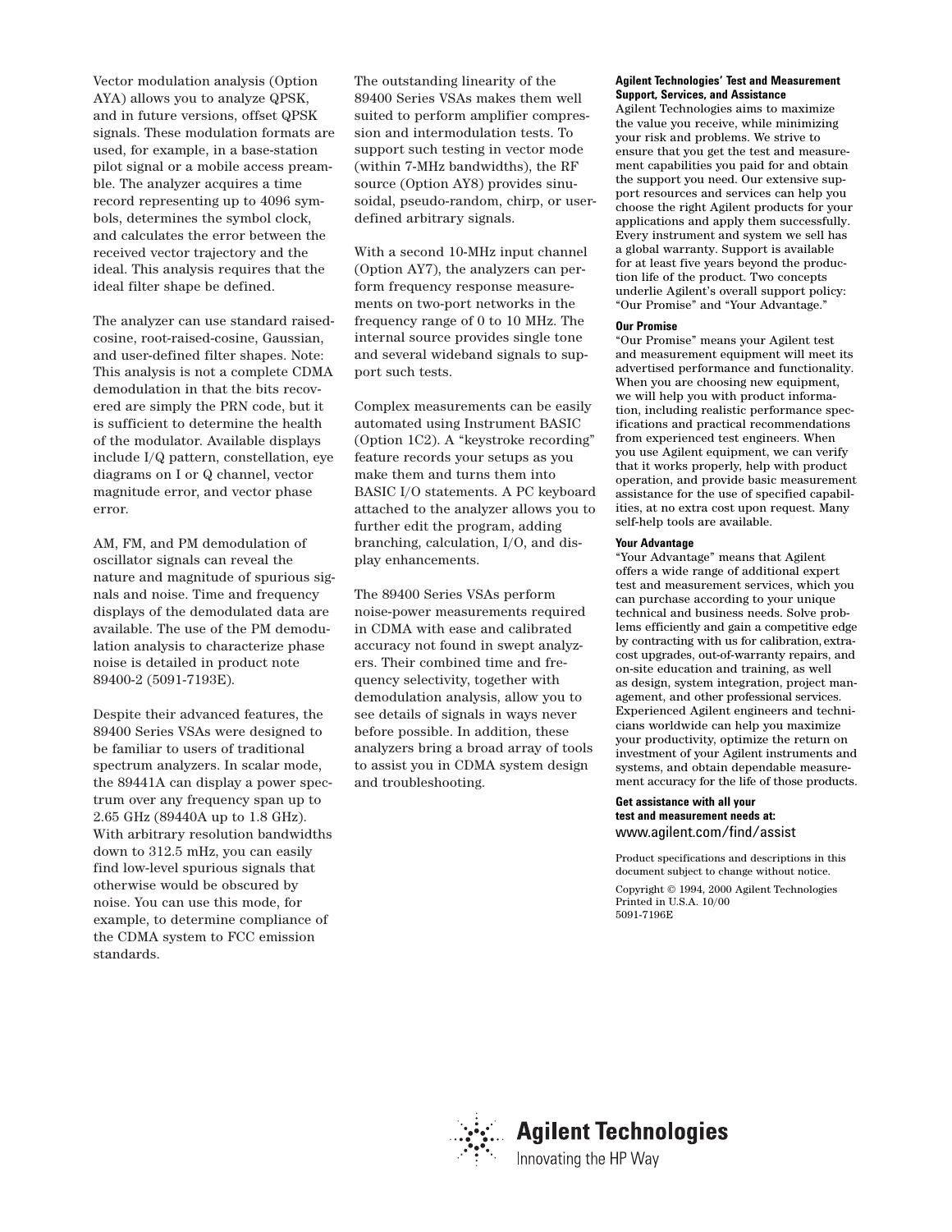Vector modulation analysis (Option AYA) allows you to analyze QPSK, and in future versions, offset QPSK signals. These modulation formats are used, for example, in a base-station pilot signal or a mobile access preamble. The analyzer acquires a time record representing up to 4096 symbols, determines the symbol clock, and calculates the error between the received vector trajectory and the ideal. This analysis requires that the ideal filter shape be defined.

The analyzer can use standard raised-cosine, root-raised-cosine, Gaussian, and user-defined filter shapes. Note: This analysis is not a complete CDMA demodulation in that the bits recovered are simply the PRN code, but it is sufficient to determine the health of the modulator. Available displays include I/Q pattern, constellation, eye diagrams on I or Q channel, vector magnitude error, and vector phase error.

AM, FM, and PM demodulation of oscillator signals can reveal the nature and magnitude of spurious signals and noise. Time and frequency displays of the demodulated data are available. The use of the PM demodulation analysis to characterize phase noise is detailed in product note 89400-2 (5091-7193E).

Despite their advanced features, the 89400 Series VSAs were designed to be familiar to users of traditional spectrum analyzers. In scalar mode, the 89441A can display a power spectrum over any frequency span up to 2.65 GHz (89440A up to 1.8 GHz). With arbitrary resolution bandwidths down to 312.5 mHz, you can easily find low-level spurious signals that otherwise would be obscured by noise. You can use this mode, for example, to determine compliance of the CDMA system to FCC emission standards.

The outstanding linearity of the 89400 Series VSAs makes them well suited to perform amplifier compression and intermodulation tests. To support such testing in vector mode (within 7-MHz bandwidths), the RF source (Option AY8) provides sinusoidal, pseudo-random, chirp, or user-defined arbitrary signals.

With a second 10-MHz input channel (Option AY7), the analyzers can perform frequency response measurements on two-port networks in the frequency range of 0 to 10 MHz. The internal source provides single tone and several wideband signals to support such tests.

Complex measurements can be easily automated using Instrument BASIC (Option 1C2). A "keystroke recording" feature records your setups as you make them and turns them into BASIC I/O statements. A PC keyboard attached to the analyzer allows you to further edit the program, adding branching, calculation, I/O, and display enhancements.

The 89400 Series VSAs perform noise-power measurements required in CDMA with ease and calibrated accuracy not found in swept analyzers. Their combined time and frequency selectivity, together with demodulation analysis, allow you to see details of signals in ways never before possible. In addition, these analyzers bring a broad array of tools to assist you in CDMA system design and troubleshooting.

**Agilent Technologies' Test and Measurement Support, Services, and Assistance**

Agilent Technologies aims to maximize the value you receive, while minimizing your risk and problems. We strive to ensure that you get the test and measurement capabilities you paid for and obtain the support you need. Our extensive support resources and services can help you choose the right Agilent products for your applications and apply them successfully. Every instrument and system we sell has a global warranty. Support is available for at least five years beyond the production life of the product. Two concepts underlie Agilent's overall support policy: "Our Promise" and "Your Advantage."

**Our Promise**

"Our Promise" means your Agilent test and measurement equipment will meet its advertised performance and functionality. When you are choosing new equipment, we will help you with product information, including realistic performance specifications and practical recommendations from experienced test engineers. When you use Agilent equipment, we can verify that it works properly, help with product operation, and provide basic measurement assistance for the use of specified capabilities, at no extra cost upon request. Many self-help tools are available.

**Your Advantage**

"Your Advantage" means that Agilent offers a wide range of additional expert test and measurement services, which you can purchase according to your unique technical and business needs. Solve problems efficiently and gain a competitive edge by contracting with us for calibration, extra-cost upgrades, out-of-warranty repairs, and on-site education and training, as well as design, system integration, project management, and other professional services. Experienced Agilent engineers and technicians worldwide can help you maximize your productivity, optimize the return on investment of your Agilent instruments and systems, and obtain dependable measurement accuracy for the life of those products.

**Get assistance with all your test and measurement needs at:**
www.agilent.com/find/assist

Product specifications and descriptions in this document subject to change without notice.

Copyright © 1994, 2000 Agilent Technologies
Printed in U.S.A. 10/00
5091-7196E

**Agilent Technologies**
Innovating the HP Way